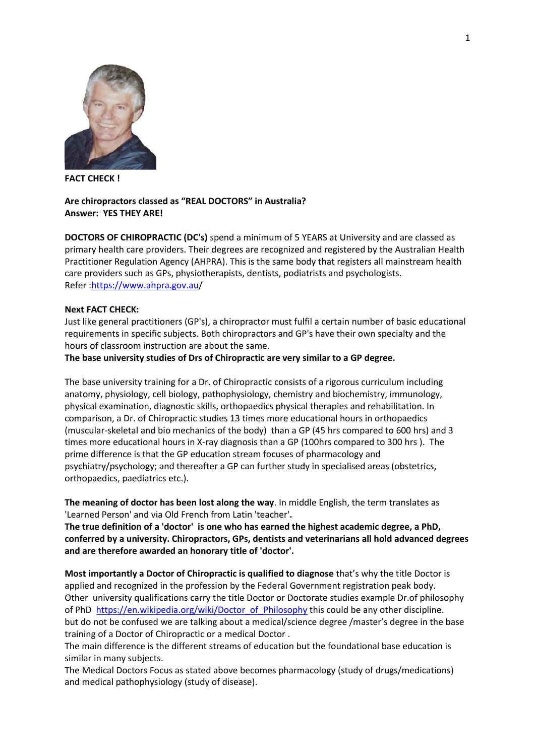**FACT CHECK !**

**Are chiropractors classed as "REAL DOCTORS" in Australia?**
**Answer: YES THEY ARE!**

**DOCTORS OF CHIROPRACTIC (DC's)** spend a minimum of 5 YEARS at University and are classed as primary health care providers. Their degrees are recognized and registered by the Australian Health Practitioner Regulation Agency (AHPRA). This is the same body that registers all mainstream health care providers such as GPs, physiotherapists, dentists, podiatrists and psychologists.
Refer :https://www.ahpra.gov.au/

**Next FACT CHECK:**
Just like general practitioners (GP's), a chiropractor must fulfil a certain number of basic educational requirements in specific subjects. Both chiropractors and GP's have their own specialty and the hours of classroom instruction are about the same.
**The base university studies of Drs of Chiropractic are very similar to a GP degree.**

The base university training for a Dr. of Chiropractic consists of a rigorous curriculum including anatomy, physiology, cell biology, pathophysiology, chemistry and biochemistry, immunology, physical examination, diagnostic skills, orthopaedics physical therapies and rehabilitation. In comparison, a Dr. of Chiropractic studies 13 times more educational hours in orthopaedics (muscular-skeletal and bio mechanics of the body) than a GP (45 hrs compared to 600 hrs) and 3 times more educational hours in X-ray diagnosis than a GP (100hrs compared to 300 hrs ). The prime difference is that the GP education stream focuses of pharmacology and psychiatry/psychology; and thereafter a GP can further study in specialised areas (obstetrics, orthopaedics, paediatrics etc.).

**The meaning of doctor has been lost along the way**. In middle English, the term translates as 'Learned Person' and via Old French from Latin 'teacher'**.**
**The true definition of a 'doctor' is one who has earned the highest academic degree, a PhD, conferred by a university. Chiropractors, GPs, dentists and veterinarians all hold advanced degrees and are therefore awarded an honorary title of 'doctor'.**

**Most importantly a Doctor of Chiropractic is qualified to diagnose** that's why the title Doctor is applied and recognized in the profession by the Federal Government registration peak body.
Other university qualifications carry the title Doctor or Doctorate studies example Dr.of philosophy of PhD https://en.wikipedia.org/wiki/Doctor_of_Philosophy this could be any other discipline.
but do not be confused we are talking about a medical/science degree /master's degree in the base training of a Doctor of Chiropractic or a medical Doctor .
The main difference is the different streams of education but the foundational base education is similar in many subjects.
The Medical Doctors Focus as stated above becomes pharmacology (study of drugs/medications) and medical pathophysiology (study of disease).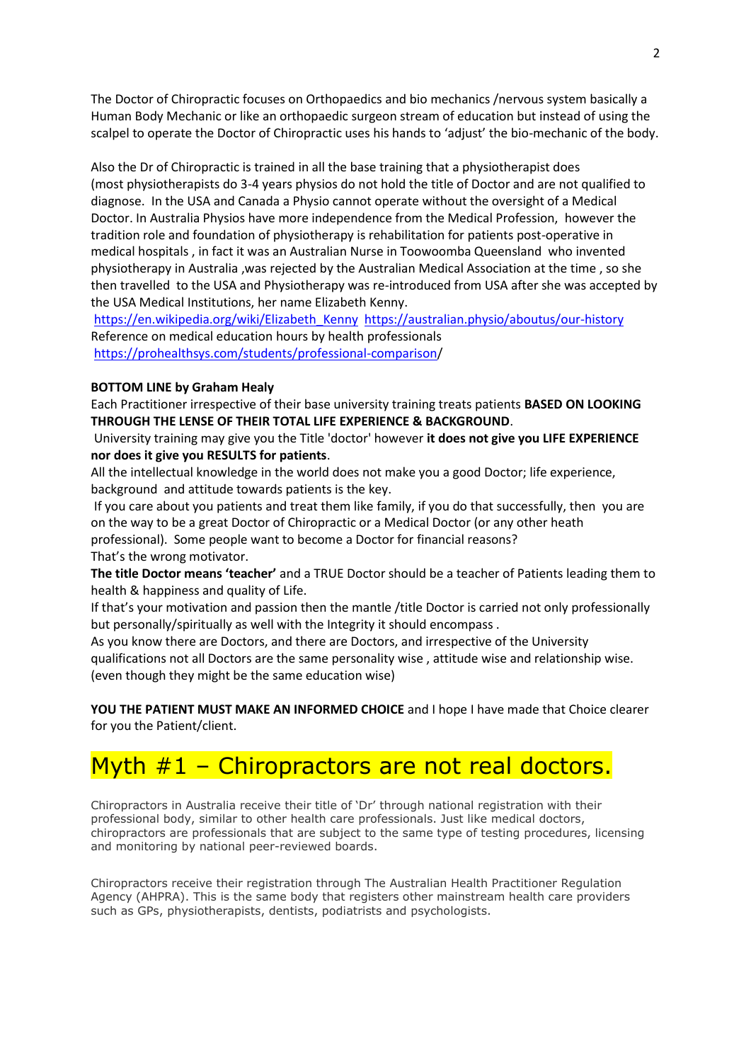The Doctor of Chiropractic focuses on Orthopaedics and bio mechanics /nervous system basically a Human Body Mechanic or like an orthopaedic surgeon stream of education but instead of using the scalpel to operate the Doctor of Chiropractic uses his hands to 'adjust' the bio-mechanic of the body.

Also the Dr of Chiropractic is trained in all the base training that a physiotherapist does (most physiotherapists do 3-4 years physios do not hold the title of Doctor and are not qualified to diagnose. In the USA and Canada a Physio cannot operate without the oversight of a Medical Doctor. In Australia Physios have more independence from the Medical Profession, however the tradition role and foundation of physiotherapy is rehabilitation for patients post-operative in medical hospitals , in fact it was an Australian Nurse in Toowoomba Queensland who invented physiotherapy in Australia ,was rejected by the Australian Medical Association at the time , so she then travelled to the USA and Physiotherapy was re-introduced from USA after she was accepted by the USA Medical Institutions, her name Elizabeth Kenny.
https://en.wikipedia.org/wiki/Elizabeth_Kenny https://australian.physio/aboutus/our-history
Reference on medical education hours by health professionals
https://prohealthsys.com/students/professional-comparison/

**BOTTOM LINE by Graham Healy**

Each Practitioner irrespective of their base university training treats patients **BASED ON LOOKING THROUGH THE LENSE OF THEIR TOTAL LIFE EXPERIENCE & BACKGROUND**.

University training may give you the Title 'doctor' however **it does not give you LIFE EXPERIENCE nor does it give you RESULTS for patients**.

All the intellectual knowledge in the world does not make you a good Doctor; life experience, background and attitude towards patients is the key.

If you care about you patients and treat them like family, if you do that successfully, then you are on the way to be a great Doctor of Chiropractic or a Medical Doctor (or any other heath professional). Some people want to become a Doctor for financial reasons?

That's the wrong motivator.

**The title Doctor means 'teacher'** and a TRUE Doctor should be a teacher of Patients leading them to health & happiness and quality of Life.

If that's your motivation and passion then the mantle /title Doctor is carried not only professionally but personally/spiritually as well with the Integrity it should encompass .

As you know there are Doctors, and there are Doctors, and irrespective of the University qualifications not all Doctors are the same personality wise , attitude wise and relationship wise. (even though they might be the same education wise)

**YOU THE PATIENT MUST MAKE AN INFORMED CHOICE** and I hope I have made that Choice clearer for you the Patient/client.

# Myth #1 – Chiropractors are not real doctors.

Chiropractors in Australia receive their title of 'Dr' through national registration with their professional body, similar to other health care professionals. Just like medical doctors, chiropractors are professionals that are subject to the same type of testing procedures, licensing and monitoring by national peer-reviewed boards.

Chiropractors receive their registration through The Australian Health Practitioner Regulation Agency (AHPRA). This is the same body that registers other mainstream health care providers such as GPs, physiotherapists, dentists, podiatrists and psychologists.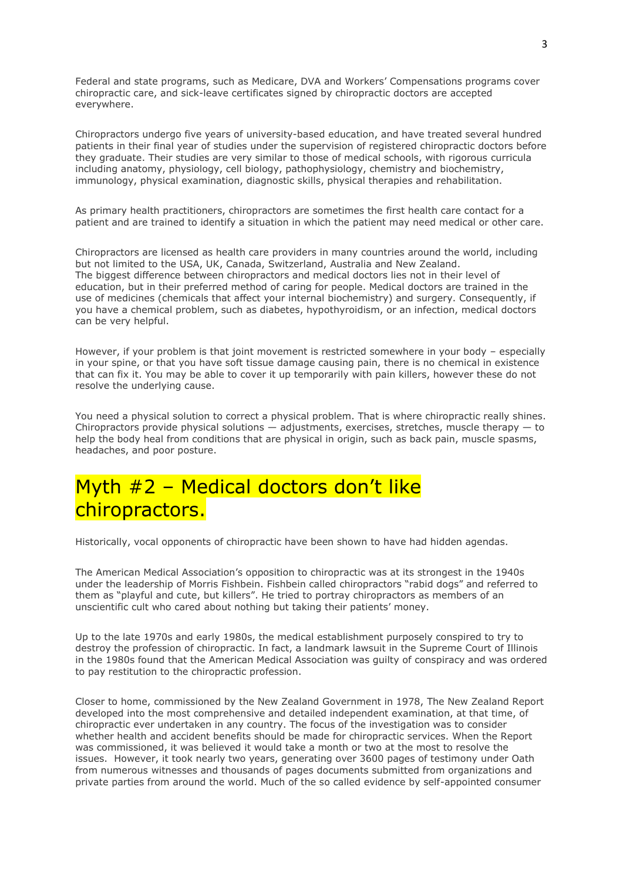Federal and state programs, such as Medicare, DVA and Workers' Compensations programs cover chiropractic care, and sick-leave certificates signed by chiropractic doctors are accepted everywhere.

Chiropractors undergo five years of university-based education, and have treated several hundred patients in their final year of studies under the supervision of registered chiropractic doctors before they graduate. Their studies are very similar to those of medical schools, with rigorous curricula including anatomy, physiology, cell biology, pathophysiology, chemistry and biochemistry, immunology, physical examination, diagnostic skills, physical therapies and rehabilitation.

As primary health practitioners, chiropractors are sometimes the first health care contact for a patient and are trained to identify a situation in which the patient may need medical or other care.

Chiropractors are licensed as health care providers in many countries around the world, including but not limited to the USA, UK, Canada, Switzerland, Australia and New Zealand.
The biggest difference between chiropractors and medical doctors lies not in their level of education, but in their preferred method of caring for people. Medical doctors are trained in the use of medicines (chemicals that affect your internal biochemistry) and surgery. Consequently, if you have a chemical problem, such as diabetes, hypothyroidism, or an infection, medical doctors can be very helpful.

However, if your problem is that joint movement is restricted somewhere in your body – especially in your spine, or that you have soft tissue damage causing pain, there is no chemical in existence that can fix it. You may be able to cover it up temporarily with pain killers, however these do not resolve the underlying cause.

You need a physical solution to correct a physical problem. That is where chiropractic really shines. Chiropractors provide physical solutions — adjustments, exercises, stretches, muscle therapy — to help the body heal from conditions that are physical in origin, such as back pain, muscle spasms, headaches, and poor posture.

# Myth #2 – Medical doctors don't like chiropractors.

Historically, vocal opponents of chiropractic have been shown to have had hidden agendas.

The American Medical Association's opposition to chiropractic was at its strongest in the 1940s under the leadership of Morris Fishbein. Fishbein called chiropractors "rabid dogs" and referred to them as "playful and cute, but killers". He tried to portray chiropractors as members of an unscientific cult who cared about nothing but taking their patients' money.

Up to the late 1970s and early 1980s, the medical establishment purposely conspired to try to destroy the profession of chiropractic. In fact, a landmark lawsuit in the Supreme Court of Illinois in the 1980s found that the American Medical Association was guilty of conspiracy and was ordered to pay restitution to the chiropractic profession.

Closer to home, commissioned by the New Zealand Government in 1978, The New Zealand Report developed into the most comprehensive and detailed independent examination, at that time, of chiropractic ever undertaken in any country. The focus of the investigation was to consider whether health and accident benefits should be made for chiropractic services. When the Report was commissioned, it was believed it would take a month or two at the most to resolve the issues. However, it took nearly two years, generating over 3600 pages of testimony under Oath from numerous witnesses and thousands of pages documents submitted from organizations and private parties from around the world. Much of the so called evidence by self-appointed consumer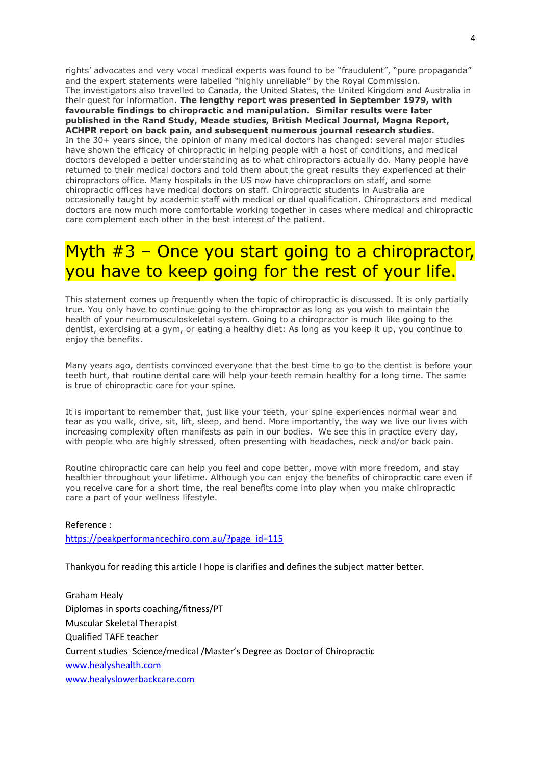rights' advocates and very vocal medical experts was found to be "fraudulent", "pure propaganda" and the expert statements were labelled "highly unreliable" by the Royal Commission. The investigators also travelled to Canada, the United States, the United Kingdom and Australia in their quest for information. **The lengthy report was presented in September 1979, with favourable findings to chiropractic and manipulation. Similar results were later published in the Rand Study, Meade studies, British Medical Journal, Magna Report, ACHPR report on back pain, and subsequent numerous journal research studies.** In the 30+ years since, the opinion of many medical doctors has changed: several major studies have shown the efficacy of chiropractic in helping people with a host of conditions, and medical doctors developed a better understanding as to what chiropractors actually do. Many people have returned to their medical doctors and told them about the great results they experienced at their chiropractors office. Many hospitals in the US now have chiropractors on staff, and some chiropractic offices have medical doctors on staff. Chiropractic students in Australia are occasionally taught by academic staff with medical or dual qualification. Chiropractors and medical doctors are now much more comfortable working together in cases where medical and chiropractic care complement each other in the best interest of the patient.

# Myth #3 – Once you start going to a chiropractor, you have to keep going for the rest of your life.

This statement comes up frequently when the topic of chiropractic is discussed. It is only partially true. You only have to continue going to the chiropractor as long as you wish to maintain the health of your neuromusculoskeletal system. Going to a chiropractor is much like going to the dentist, exercising at a gym, or eating a healthy diet: As long as you keep it up, you continue to enjoy the benefits.

Many years ago, dentists convinced everyone that the best time to go to the dentist is before your teeth hurt, that routine dental care will help your teeth remain healthy for a long time. The same is true of chiropractic care for your spine.

It is important to remember that, just like your teeth, your spine experiences normal wear and tear as you walk, drive, sit, lift, sleep, and bend. More importantly, the way we live our lives with increasing complexity often manifests as pain in our bodies. We see this in practice every day, with people who are highly stressed, often presenting with headaches, neck and/or back pain.

Routine chiropractic care can help you feel and cope better, move with more freedom, and stay healthier throughout your lifetime. Although you can enjoy the benefits of chiropractic care even if you receive care for a short time, the real benefits come into play when you make chiropractic care a part of your wellness lifestyle.

Reference :
https://peakperformancechiro.com.au/?page_id=115

Thankyou for reading this article I hope is clarifies and defines the subject matter better.

Graham Healy
Diplomas in sports coaching/fitness/PT
Muscular Skeletal Therapist
Qualified TAFE teacher
Current studies Science/medical /Master's Degree as Doctor of Chiropractic
www.healyshealth.com
www.healyslowerbackcare.com